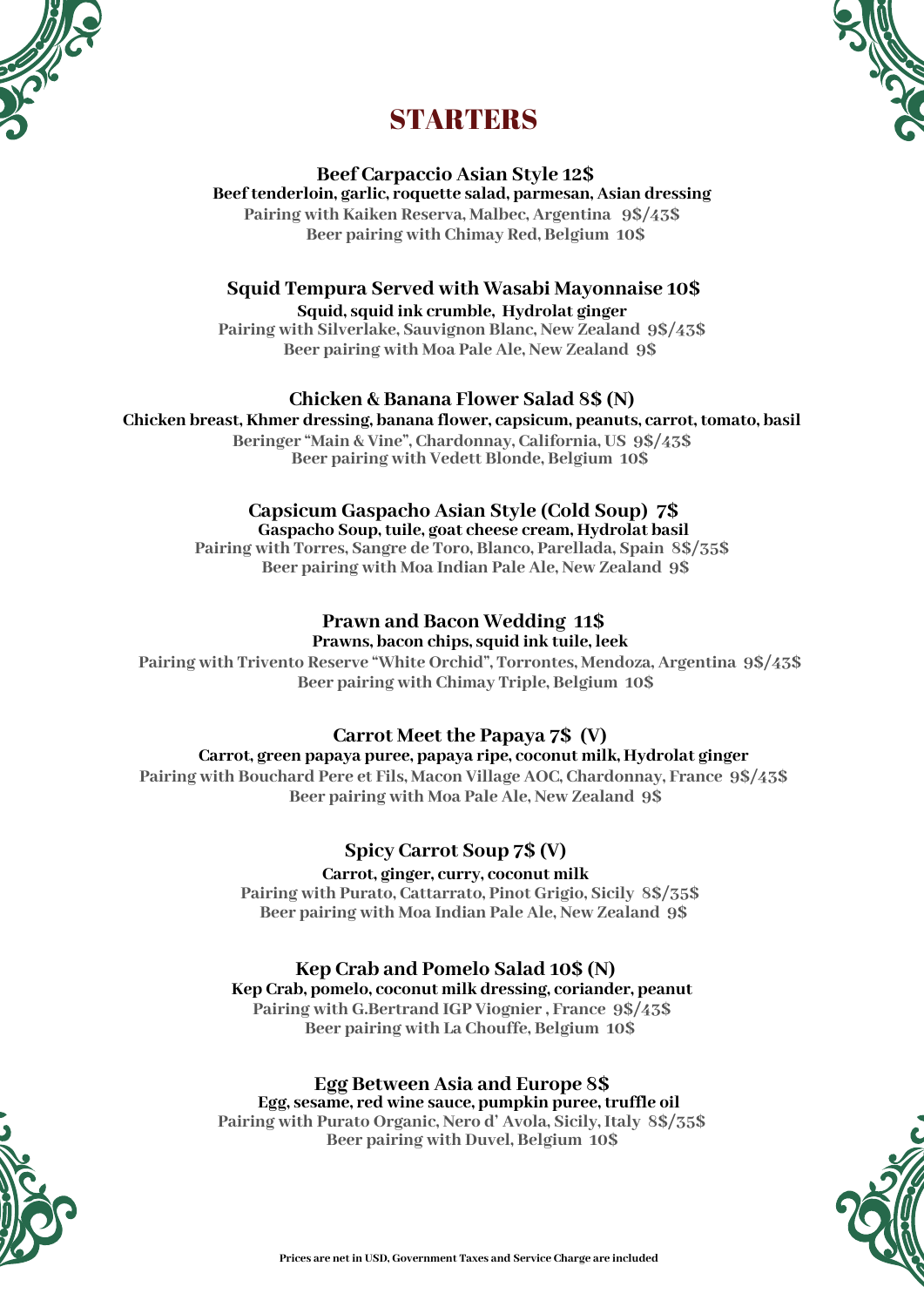# STARTERS

### Beef Carpaccio Asian Style 12$

**Beef tenderloin, garlic, roquette salad, parmesan, Asian dressing**

Pairing with Kaiken Reserva, Malbec, Argentina 9$/43$

Beer pairing with Chimay Red, Belgium 10$

### Squid Tempura Served with Wasabi Mayonnaise 10$

**Squid, squid ink crumble, Hydrolat ginger**

Pairing with Silverlake, Sauvignon Blanc, New Zealand 9$/43$

Beer pairing with Moa Pale Ale, New Zealand 9$

### Chicken & Banana Flower Salad 8$ (N)

**Chicken breast, Khmer dressing, banana flower, capsicum, peanuts, carrot, tomato, basil**

Beringer "Main & Vine", Chardonnay, California, US 9$/43$

Beer pairing with Vedett Blonde, Belgium 10$

### Capsicum Gaspacho Asian Style (Cold Soup) 7$

**Gaspacho Soup, tuile, goat cheese cream, Hydrolat basil**

Pairing with Torres, Sangre de Toro, Blanco, Parellada, Spain 8$/35$

Beer pairing with Moa Indian Pale Ale, New Zealand 9$

### Prawn and Bacon Wedding 11$

**Prawns, bacon chips, squid ink tuile, leek**

Pairing with Trivento Reserve "White Orchid", Torrontes, Mendoza, Argentina 9$/43$

Beer pairing with Chimay Triple, Belgium 10$

### Carrot Meet the Papaya 7$ (V)

**Carrot, green papaya puree, papaya ripe, coconut milk, Hydrolat ginger**

Pairing with Bouchard Pere et Fils, Macon Village AOC, Chardonnay, France 9$/43$

Beer pairing with Moa Pale Ale, New Zealand 9$

### Spicy Carrot Soup 7$ (V)

**Carrot, ginger, curry, coconut milk**

Pairing with Purato, Cattarrato, Pinot Grigio, Sicily 8$/35$

Beer pairing with Moa Indian Pale Ale, New Zealand 9$

### Kep Crab and Pomelo Salad 10$ (N)

**Kep Crab, pomelo, coconut milk dressing, coriander, peanut**

Pairing with G.Bertrand IGP Viognier , France 9$/43$

Beer pairing with La Chouffe, Belgium 10$

### Egg Between Asia and Europe 8$

**Egg, sesame, red wine sauce, pumpkin puree, truffle oil**

Pairing with Purato Organic, Nero d' Avola, Sicily, Italy 8$/35$

Beer pairing with Duvel, Belgium 10$

Prices are net in USD, Government Taxes and Service Charge are included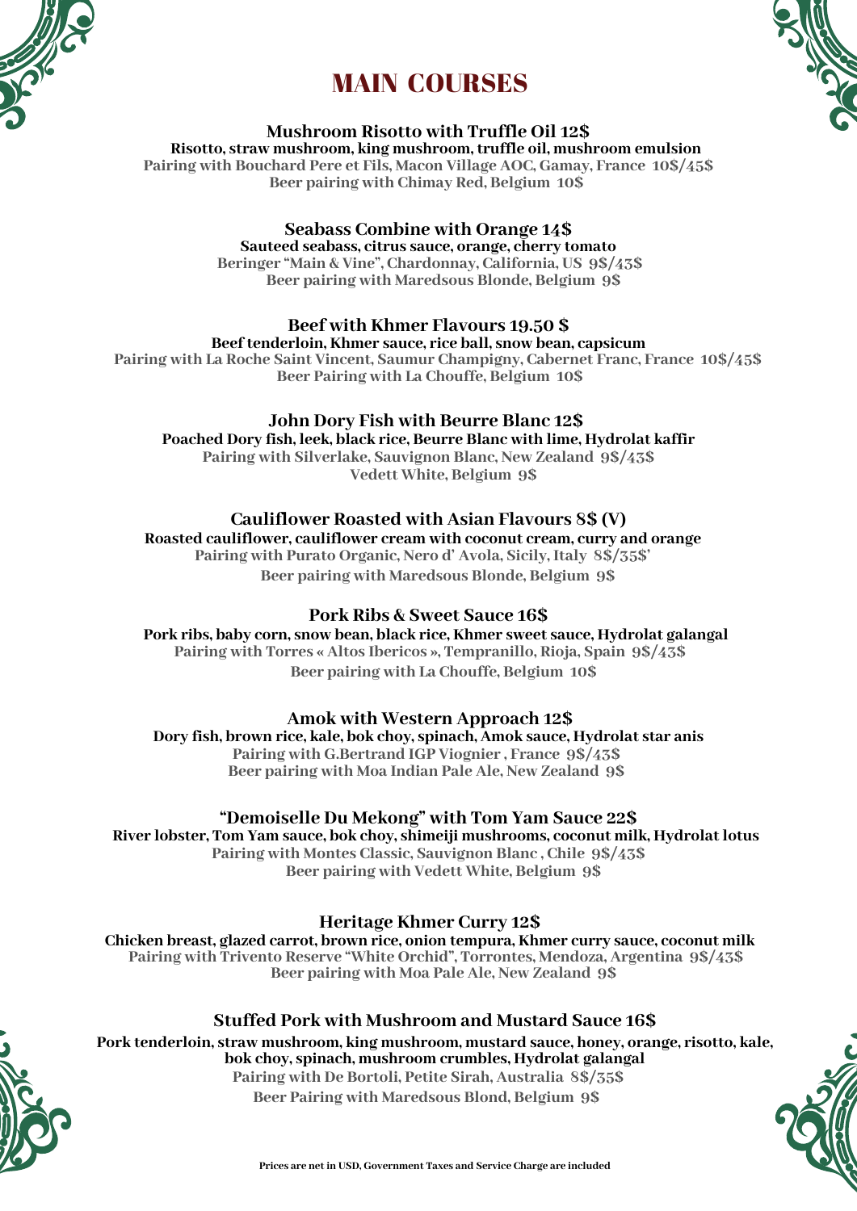# MAIN COURSES

### Mushroom Risotto with Truffle Oil 12$

**Risotto, straw mushroom, king mushroom, truffle oil, mushroom emulsion**

Pairing with Bouchard Pere et Fils, Macon Village AOC, Gamay, France 10$/45$

Beer pairing with Chimay Red, Belgium 10$

### Seabass Combine with Orange 14$

**Sauteed seabass, citrus sauce, orange, cherry tomato**

Beringer "Main & Vine", Chardonnay, California, US 9$/43$

Beer pairing with Maredsous Blonde, Belgium 9$

### Beef with Khmer Flavours 19.50 $

**Beef tenderloin, Khmer sauce, rice ball, snow bean, capsicum**

Pairing with La Roche Saint Vincent, Saumur Champigny, Cabernet Franc, France 10$/45$

Beer Pairing with La Chouffe, Belgium 10$

### John Dory Fish with Beurre Blanc 12$

**Poached Dory fish, leek, black rice, Beurre Blanc with lime, Hydrolat kaffir**

Pairing with Silverlake, Sauvignon Blanc, New Zealand 9$/43$

Vedett White, Belgium 9$

### Cauliflower Roasted with Asian Flavours 8$ (V)

**Roasted cauliflower, cauliflower cream with coconut cream, curry and orange**

Pairing with Purato Organic, Nero d' Avola, Sicily, Italy 8$/35$'

Beer pairing with Maredsous Blonde, Belgium 9$

### Pork Ribs & Sweet Sauce 16$

**Pork ribs, baby corn, snow bean, black rice, Khmer sweet sauce, Hydrolat galangal**

Pairing with Torres « Altos Ibericos », Tempranillo, Rioja, Spain 9$/43$

Beer pairing with La Chouffe, Belgium 10$

### Amok with Western Approach 12$

**Dory fish, brown rice, kale, bok choy, spinach, Amok sauce, Hydrolat star anis**

Pairing with G.Bertrand IGP Viognier , France 9$/43$

Beer pairing with Moa Indian Pale Ale, New Zealand 9$

### "Demoiselle Du Mekong" with Tom Yam Sauce 22$

**River lobster, Tom Yam sauce, bok choy, shimeiji mushrooms, coconut milk, Hydrolat lotus**

Pairing with Montes Classic, Sauvignon Blanc , Chile 9$/43$

Beer pairing with Vedett White, Belgium 9$

### Heritage Khmer Curry 12$

**Chicken breast, glazed carrot, brown rice, onion tempura, Khmer curry sauce, coconut milk**

Pairing with Trivento Reserve "White Orchid", Torrontes, Mendoza, Argentina 9$/43$

Beer pairing with Moa Pale Ale, New Zealand 9$

### Stuffed Pork with Mushroom and Mustard Sauce 16$

**Pork tenderloin, straw mushroom, king mushroom, mustard sauce, honey, orange, risotto, kale, bok choy, spinach, mushroom crumbles, Hydrolat galangal**

Pairing with De Bortoli, Petite Sirah, Australia 8$/35$

Beer Pairing with Maredsous Blond, Belgium 9$

Prices are net in USD, Government Taxes and Service Charge are included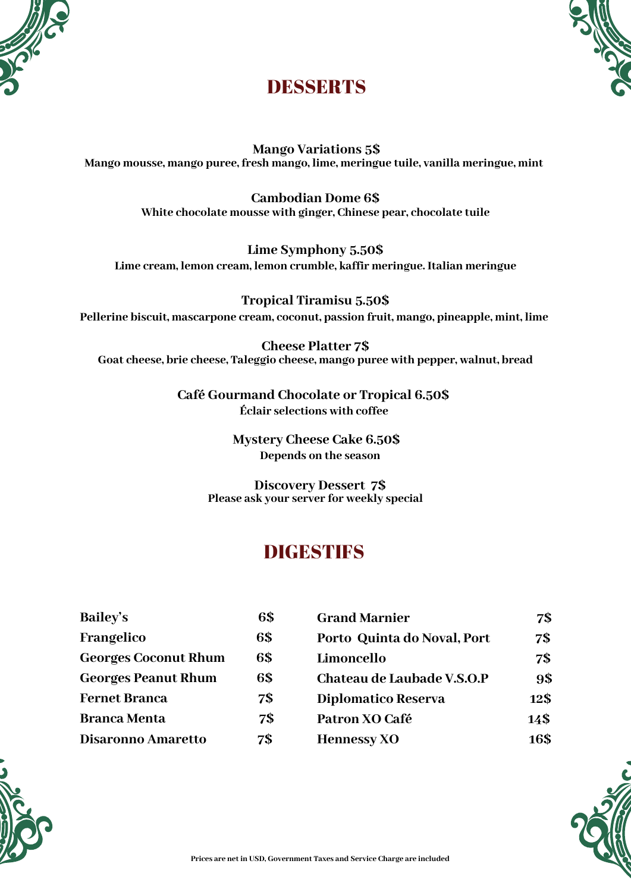# DESSERTS

**Mango Variations 5$**
**Mango mousse, mango puree, fresh mango, lime, meringue tuile, vanilla meringue, mint**

**Cambodian Dome 6$**
**White chocolate mousse with ginger, Chinese pear, chocolate tuile**

**Lime Symphony 5.50$**
**Lime cream, lemon cream, lemon crumble, kaffir meringue. Italian meringue**

**Tropical Tiramisu 5.50$**
**Pellerine biscuit, mascarpone cream, coconut, passion fruit, mango, pineapple, mint, lime**

**Cheese Platter 7$**
**Goat cheese, brie cheese, Taleggio cheese, mango puree with pepper, walnut, bread**

**Café Gourmand Chocolate or Tropical 6.50$**
**Éclair selections with coffee**

**Mystery Cheese Cake 6.50$**
**Depends on the season**

**Discovery Dessert 7$**
**Please ask your server for weekly special**

# DIGESTIFS

| | |
|---|---|
| **Bailey's** | **6$** |
| **Frangelico** | **6$** |
| **Georges Coconut Rhum** | **6$** |
| **Georges Peanut Rhum** | **6$** |
| **Fernet Branca** | **7$** |
| **Branca Menta** | **7$** |
| **Disaronno Amaretto** | **7$** |
| **Grand Marnier** | **7$** |
| **Porto Quinta do Noval, Port** | **7$** |
| **Limoncello** | **7$** |
| **Chateau de Laubade V.S.O.P** | **9$** |
| **Diplomatico Reserva** | **12$** |
| **Patron XO Café** | **14$** |
| **Hennessy XO** | **16$** |

**Prices are net in USD, Government Taxes and Service Charge are included**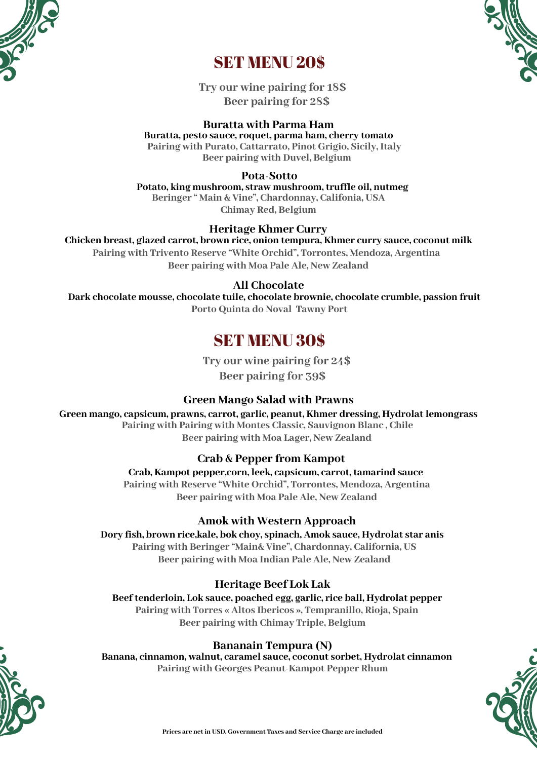# SET MENU 20$

**Try our wine pairing for 18$**
**Beer pairing for 28$**

### Buratta with Parma Ham

**Buratta, pesto sauce, roquet, parma ham, cherry tomato**
Pairing with Purato, Cattarrato, Pinot Grigio, Sicily, Italy
Beer pairing with Duvel, Belgium

### Pota-Sotto

**Potato, king mushroom, straw mushroom, truffle oil, nutmeg**
Beringer " Main & Vine", Chardonnay, Califonia, USA
Chimay Red, Belgium

### Heritage Khmer Curry

**Chicken breast, glazed carrot, brown rice, onion tempura, Khmer curry sauce, coconut milk**
Pairing with Trivento Reserve "White Orchid", Torrontes, Mendoza, Argentina
Beer pairing with Moa Pale Ale, New Zealand

### All Chocolate

**Dark chocolate mousse, chocolate tuile, chocolate brownie, chocolate crumble, passion fruit**
Porto Quinta do Noval Tawny Port

# SET MENU 30$

**Try our wine pairing for 24$**
**Beer pairing for 39$**

### Green Mango Salad with Prawns

**Green mango, capsicum, prawns, carrot, garlic, peanut, Khmer dressing, Hydrolat lemongrass**
Pairing with Pairing with Montes Classic, Sauvignon Blanc , Chile
Beer pairing with Moa Lager, New Zealand

### Crab & Pepper from Kampot

**Crab, Kampot pepper,corn, leek, capsicum, carrot, tamarind sauce**
Pairing with Reserve "White Orchid", Torrontes, Mendoza, Argentina
Beer pairing with Moa Pale Ale, New Zealand

### Amok with Western Approach

**Dory fish, brown rice,kale, bok choy, spinach, Amok sauce, Hydrolat star anis**
Pairing with Beringer "Main& Vine", Chardonnay, California, US
Beer pairing with Moa Indian Pale Ale, New Zealand

### Heritage Beef Lok Lak

**Beef tenderloin, Lok sauce, poached egg, garlic, rice ball, Hydrolat pepper**
Pairing with Torres « Altos Ibericos », Tempranillo, Rioja, Spain
Beer pairing with Chimay Triple, Belgium

### Bananain Tempura (N)

**Banana, cinnamon, walnut, caramel sauce, coconut sorbet, Hydrolat cinnamon**
Pairing with Georges Peanut-Kampot Pepper Rhum

**Prices are net in USD, Government Taxes and Service Charge are included**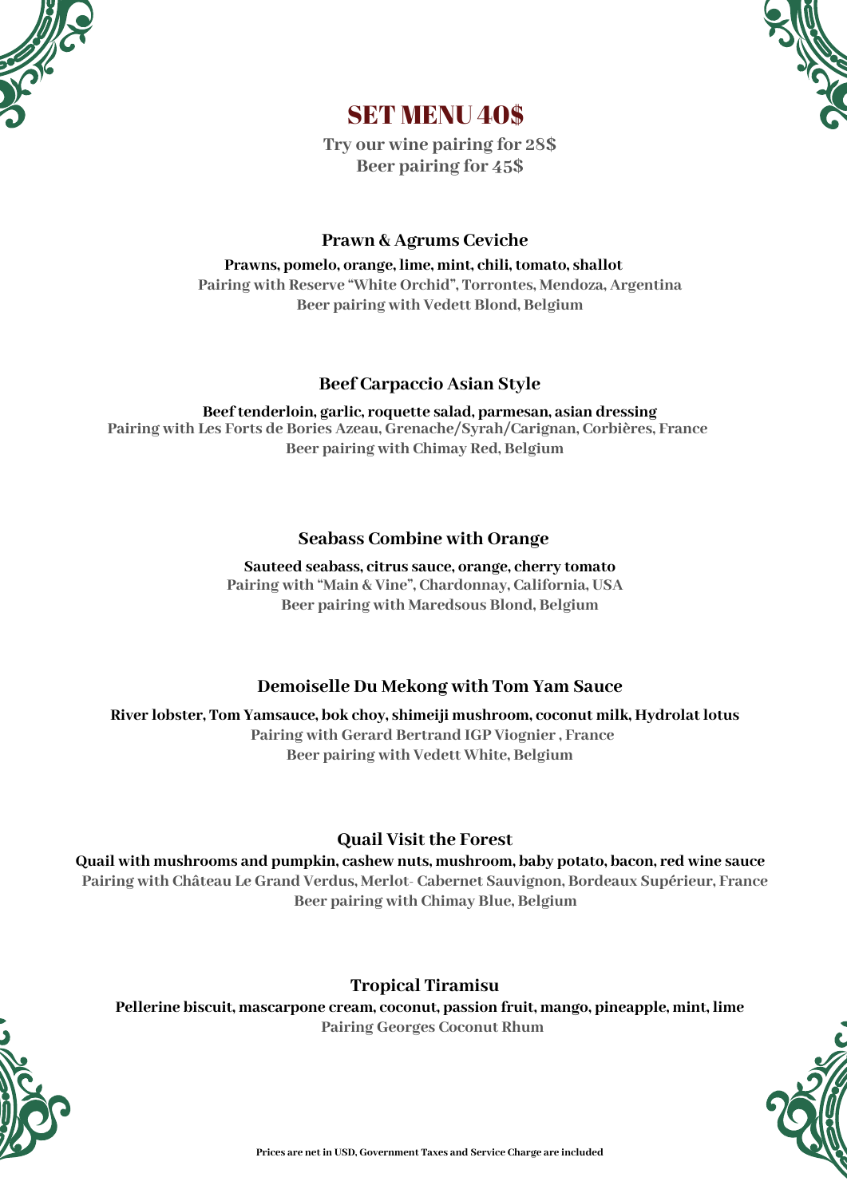# SET MENU 40$

**Try our wine pairing for 28$**
**Beer pairing for 45$**

### Prawn & Agrums Ceviche

**Prawns, pomelo, orange, lime, mint, chili, tomato, shallot**
Pairing with Reserve "White Orchid", Torrontes, Mendoza, Argentina
Beer pairing with Vedett Blond, Belgium

### Beef Carpaccio Asian Style

**Beef tenderloin, garlic, roquette salad, parmesan, asian dressing**
Pairing with Les Forts de Bories Azeau, Grenache/Syrah/Carignan, Corbières, France
Beer pairing with Chimay Red, Belgium

### Seabass Combine with Orange

**Sauteed seabass, citrus sauce, orange, cherry tomato**
Pairing with "Main & Vine", Chardonnay, California, USA
Beer pairing with Maredsous Blond, Belgium

### Demoiselle Du Mekong with Tom Yam Sauce

**River lobster, Tom Yamsauce, bok choy, shimeiji mushroom, coconut milk, Hydrolat lotus**
Pairing with Gerard Bertrand IGP Viognier , France
Beer pairing with Vedett White, Belgium

### Quail Visit the Forest

**Quail with mushrooms and pumpkin, cashew nuts, mushroom, baby potato, bacon, red wine sauce**
Pairing with Château Le Grand Verdus, Merlot- Cabernet Sauvignon, Bordeaux Supérieur, France
Beer pairing with Chimay Blue, Belgium

### Tropical Tiramisu

**Pellerine biscuit, mascarpone cream, coconut, passion fruit, mango, pineapple, mint, lime**
Pairing Georges Coconut Rhum

**Prices are net in USD, Government Taxes and Service Charge are included**